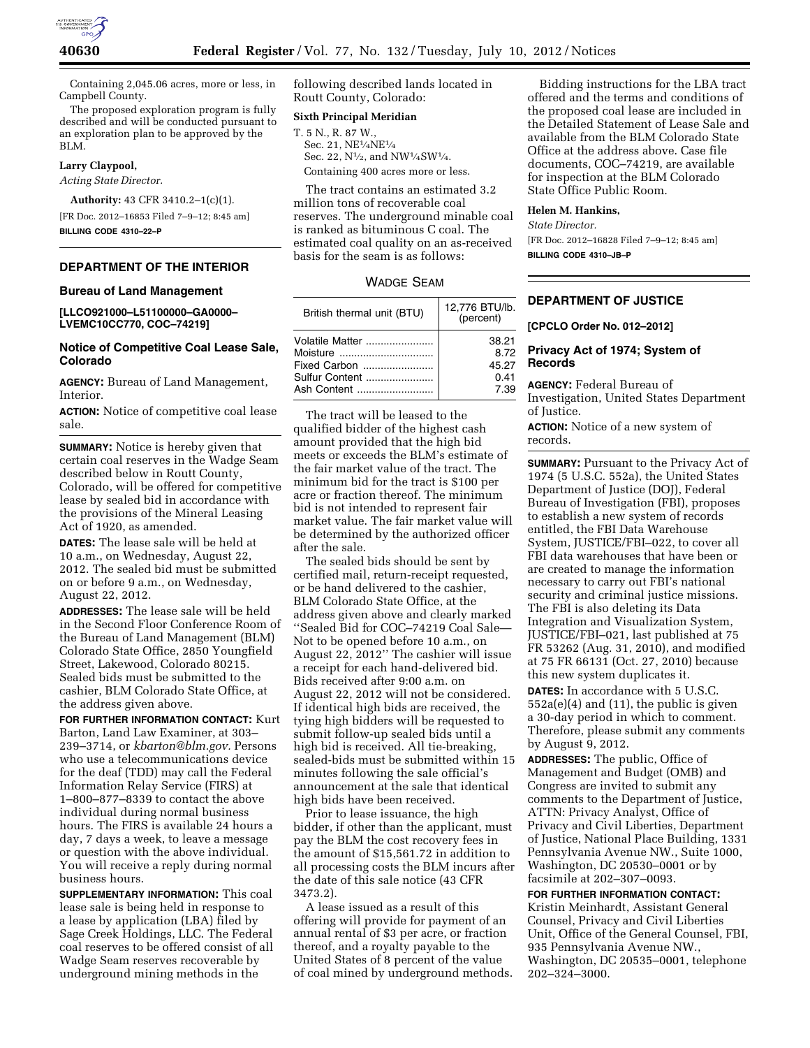Containing 2,045.06 acres, more or less, in Campbell County.

The proposed exploration program is fully described and will be conducted pursuant to an exploration plan to be approved by the BLM.

**Larry Claypool,**

*Acting State Director.*

**Authority:** 43 CFR 3410.2–1(c)(1).

[FR Doc. 2012–16853 Filed 7–9–12; 8:45 am]

**BILLING CODE 4310–22–P**

## DEPARTMENT OF THE INTERIOR

### Bureau of Land Management

**[LLCO921000–L51100000–GA0000–LVEMC10CC770, COC–74219]**

### Notice of Competitive Coal Lease Sale, Colorado

**AGENCY:** Bureau of Land Management, Interior.

**ACTION:** Notice of competitive coal lease sale.

**SUMMARY:** Notice is hereby given that certain coal reserves in the Wadge Seam described below in Routt County, Colorado, will be offered for competitive lease by sealed bid in accordance with the provisions of the Mineral Leasing Act of 1920, as amended.

**DATES:** The lease sale will be held at 10 a.m., on Wednesday, August 22, 2012. The sealed bid must be submitted on or before 9 a.m., on Wednesday, August 22, 2012.

**ADDRESSES:** The lease sale will be held in the Second Floor Conference Room of the Bureau of Land Management (BLM) Colorado State Office, 2850 Youngfield Street, Lakewood, Colorado 80215. Sealed bids must be submitted to the cashier, BLM Colorado State Office, at the address given above.

**FOR FURTHER INFORMATION CONTACT:** Kurt Barton, Land Law Examiner, at 303–239–3714, or *kbarton@blm.gov.* Persons who use a telecommunications device for the deaf (TDD) may call the Federal Information Relay Service (FIRS) at 1–800–877–8339 to contact the above individual during normal business hours. The FIRS is available 24 hours a day, 7 days a week, to leave a message or question with the above individual. You will receive a reply during normal business hours.

**SUPPLEMENTARY INFORMATION:** This coal lease sale is being held in response to a lease by application (LBA) filed by Sage Creek Holdings, LLC. The Federal coal reserves to be offered consist of all Wadge Seam reserves recoverable by underground mining methods in the following described lands located in Routt County, Colorado:

**Sixth Principal Meridian**

T. 5 N., R. 87 W.,
Sec. 21, NE¼NE¼
Sec. 22, N½, and NW¼SW¼.
Containing 400 acres more or less.

The tract contains an estimated 3.2 million tons of recoverable coal reserves. The underground minable coal is ranked as bituminous C coal. The estimated coal quality on an as-received basis for the seam is as follows:

WADGE SEAM

| British thermal unit (BTU) | 12,776 BTU/lb. (percent) |
|---|---|
| Volatile Matter | 38.21 |
| Moisture | 8.72 |
| Fixed Carbon | 45.27 |
| Sulfur Content | 0.41 |
| Ash Content | 7.39 |

The tract will be leased to the qualified bidder of the highest cash amount provided that the high bid meets or exceeds the BLM's estimate of the fair market value of the tract. The minimum bid for the tract is $100 per acre or fraction thereof. The minimum bid is not intended to represent fair market value. The fair market value will be determined by the authorized officer after the sale.

The sealed bids should be sent by certified mail, return-receipt requested, or be hand delivered to the cashier, BLM Colorado State Office, at the address given above and clearly marked ''Sealed Bid for COC–74219 Coal Sale—Not to be opened before 10 a.m., on August 22, 2012'' The cashier will issue a receipt for each hand-delivered bid. Bids received after 9:00 a.m. on August 22, 2012 will not be considered. If identical high bids are received, the tying high bidders will be requested to submit follow-up sealed bids until a high bid is received. All tie-breaking, sealed-bids must be submitted within 15 minutes following the sale official's announcement at the sale that identical high bids have been received.

Prior to lease issuance, the high bidder, if other than the applicant, must pay the BLM the cost recovery fees in the amount of $15,561.72 in addition to all processing costs the BLM incurs after the date of this sale notice (43 CFR 3473.2).

A lease issued as a result of this offering will provide for payment of an annual rental of $3 per acre, or fraction thereof, and a royalty payable to the United States of 8 percent of the value of coal mined by underground methods.

Bidding instructions for the LBA tract offered and the terms and conditions of the proposed coal lease are included in the Detailed Statement of Lease Sale and available from the BLM Colorado State Office at the address above. Case file documents, COC–74219, are available for inspection at the BLM Colorado State Office Public Room.

**Helen M. Hankins,**

*State Director.*

[FR Doc. 2012–16828 Filed 7–9–12; 8:45 am]

**BILLING CODE 4310–JB–P**

## DEPARTMENT OF JUSTICE

**[CPCLO Order No. 012–2012]**

### Privacy Act of 1974; System of Records

**AGENCY:** Federal Bureau of Investigation, United States Department of Justice.

**ACTION:** Notice of a new system of records.

**SUMMARY:** Pursuant to the Privacy Act of 1974 (5 U.S.C. 552a), the United States Department of Justice (DOJ), Federal Bureau of Investigation (FBI), proposes to establish a new system of records entitled, the FBI Data Warehouse System, JUSTICE/FBI–022, to cover all FBI data warehouses that have been or are created to manage the information necessary to carry out FBI's national security and criminal justice missions. The FBI is also deleting its Data Integration and Visualization System, JUSTICE/FBI–021, last published at 75 FR 53262 (Aug. 31, 2010), and modified at 75 FR 66131 (Oct. 27, 2010) because this new system duplicates it.

**DATES:** In accordance with 5 U.S.C. 552a(e)(4) and (11), the public is given a 30-day period in which to comment. Therefore, please submit any comments by August 9, 2012.

**ADDRESSES:** The public, Office of Management and Budget (OMB) and Congress are invited to submit any comments to the Department of Justice, ATTN: Privacy Analyst, Office of Privacy and Civil Liberties, Department of Justice, National Place Building, 1331 Pennsylvania Avenue NW., Suite 1000, Washington, DC 20530–0001 or by facsimile at 202–307–0093.

**FOR FURTHER INFORMATION CONTACT:** Kristin Meinhardt, Assistant General Counsel, Privacy and Civil Liberties Unit, Office of the General Counsel, FBI, 935 Pennsylvania Avenue NW., Washington, DC 20535–0001, telephone 202–324–3000.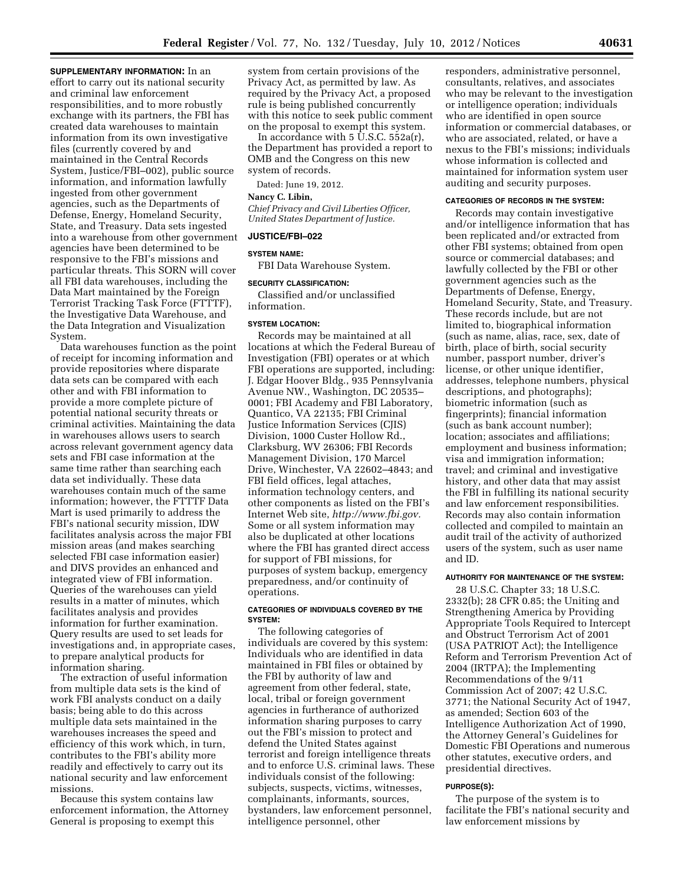**SUPPLEMENTARY INFORMATION:** In an effort to carry out its national security and criminal law enforcement responsibilities, and to more robustly exchange with its partners, the FBI has created data warehouses to maintain information from its own investigative files (currently covered by and maintained in the Central Records System, Justice/FBI–002), public source information, and information lawfully ingested from other government agencies, such as the Departments of Defense, Energy, Homeland Security, State, and Treasury. Data sets ingested into a warehouse from other government agencies have been determined to be responsive to the FBI's missions and particular threats. This SORN will cover all FBI data warehouses, including the Data Mart maintained by the Foreign Terrorist Tracking Task Force (FTTTF), the Investigative Data Warehouse, and the Data Integration and Visualization System.

Data warehouses function as the point of receipt for incoming information and provide repositories where disparate data sets can be compared with each other and with FBI information to provide a more complete picture of potential national security threats or criminal activities. Maintaining the data in warehouses allows users to search across relevant government agency data sets and FBI case information at the same time rather than searching each data set individually. These data warehouses contain much of the same information; however, the FTTTF Data Mart is used primarily to address the FBI's national security mission, IDW facilitates analysis across the major FBI mission areas (and makes searching selected FBI case information easier) and DIVS provides an enhanced and integrated view of FBI information. Queries of the warehouses can yield results in a matter of minutes, which facilitates analysis and provides information for further examination. Query results are used to set leads for investigations and, in appropriate cases, to prepare analytical products for information sharing.

The extraction of useful information from multiple data sets is the kind of work FBI analysts conduct on a daily basis; being able to do this across multiple data sets maintained in the warehouses increases the speed and efficiency of this work which, in turn, contributes to the FBI's ability more readily and effectively to carry out its national security and law enforcement missions.

Because this system contains law enforcement information, the Attorney General is proposing to exempt this system from certain provisions of the Privacy Act, as permitted by law. As required by the Privacy Act, a proposed rule is being published concurrently with this notice to seek public comment on the proposal to exempt this system.

In accordance with 5 U.S.C. 552a(r), the Department has provided a report to OMB and the Congress on this new system of records.

Dated: June 19, 2012.

**Nancy C. Libin,**

*Chief Privacy and Civil Liberties Officer, United States Department of Justice.*

**JUSTICE/FBI–022**

**SYSTEM NAME:**

FBI Data Warehouse System.

**SECURITY CLASSIFICATION:**

Classified and/or unclassified information.

**SYSTEM LOCATION:**

Records may be maintained at all locations at which the Federal Bureau of Investigation (FBI) operates or at which FBI operations are supported, including: J. Edgar Hoover Bldg., 935 Pennsylvania Avenue NW., Washington, DC 20535–0001; FBI Academy and FBI Laboratory, Quantico, VA 22135; FBI Criminal Justice Information Services (CJIS) Division, 1000 Custer Hollow Rd., Clarksburg, WV 26306; FBI Records Management Division, 170 Marcel Drive, Winchester, VA 22602–4843; and FBI field offices, legal attaches, information technology centers, and other components as listed on the FBI's Internet Web site, *http://www.fbi.gov.* Some or all system information may also be duplicated at other locations where the FBI has granted direct access for support of FBI missions, for purposes of system backup, emergency preparedness, and/or continuity of operations.

**CATEGORIES OF INDIVIDUALS COVERED BY THE SYSTEM:**

The following categories of individuals are covered by this system: Individuals who are identified in data maintained in FBI files or obtained by the FBI by authority of law and agreement from other federal, state, local, tribal or foreign government agencies in furtherance of authorized information sharing purposes to carry out the FBI's mission to protect and defend the United States against terrorist and foreign intelligence threats and to enforce U.S. criminal laws. These individuals consist of the following: subjects, suspects, victims, witnesses, complainants, informants, sources, bystanders, law enforcement personnel, intelligence personnel, other responders, administrative personnel, consultants, relatives, and associates who may be relevant to the investigation or intelligence operation; individuals who are identified in open source information or commercial databases, or who are associated, related, or have a nexus to the FBI's missions; individuals whose information is collected and maintained for information system user auditing and security purposes.

**CATEGORIES OF RECORDS IN THE SYSTEM:**

Records may contain investigative and/or intelligence information that has been replicated and/or extracted from other FBI systems; obtained from open source or commercial databases; and lawfully collected by the FBI or other government agencies such as the Departments of Defense, Energy, Homeland Security, State, and Treasury. These records include, but are not limited to, biographical information (such as name, alias, race, sex, date of birth, place of birth, social security number, passport number, driver's license, or other unique identifier, addresses, telephone numbers, physical descriptions, and photographs); biometric information (such as fingerprints); financial information (such as bank account number); location; associates and affiliations; employment and business information; visa and immigration information; travel; and criminal and investigative history, and other data that may assist the FBI in fulfilling its national security and law enforcement responsibilities. Records may also contain information collected and compiled to maintain an audit trail of the activity of authorized users of the system, such as user name and ID.

**AUTHORITY FOR MAINTENANCE OF THE SYSTEM:**

28 U.S.C. Chapter 33; 18 U.S.C. 2332(b); 28 CFR 0.85; the Uniting and Strengthening America by Providing Appropriate Tools Required to Intercept and Obstruct Terrorism Act of 2001 (USA PATRIOT Act); the Intelligence Reform and Terrorism Prevention Act of 2004 (IRTPA); the Implementing Recommendations of the 9/11 Commission Act of 2007; 42 U.S.C. 3771; the National Security Act of 1947, as amended; Section 603 of the Intelligence Authorization Act of 1990, the Attorney General's Guidelines for Domestic FBI Operations and numerous other statutes, executive orders, and presidential directives.

**PURPOSE(S):**

The purpose of the system is to facilitate the FBI's national security and law enforcement missions by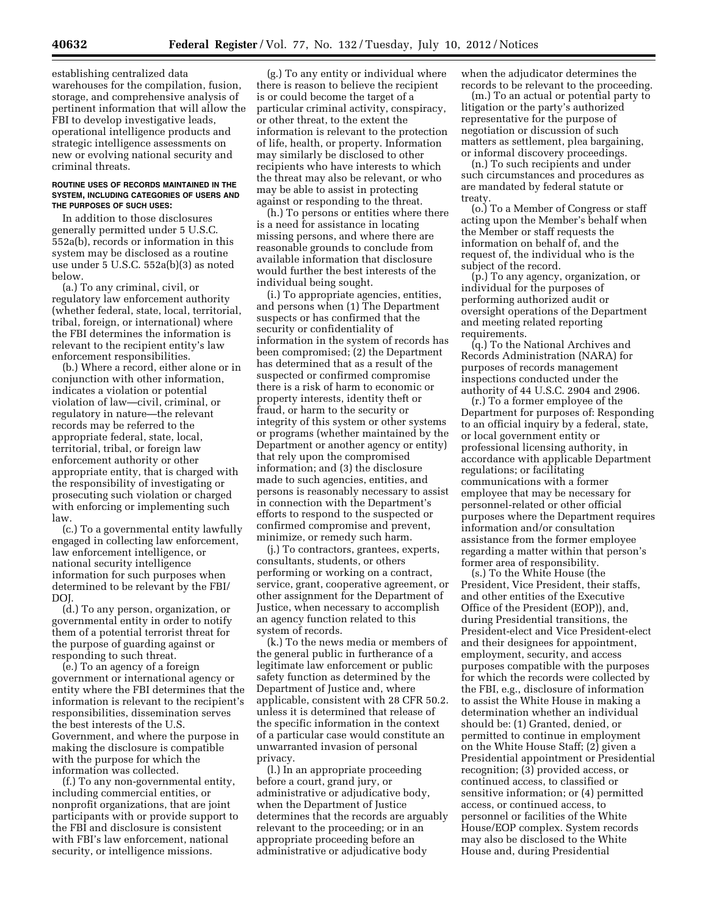establishing centralized data warehouses for the compilation, fusion, storage, and comprehensive analysis of pertinent information that will allow the FBI to develop investigative leads, operational intelligence products and strategic intelligence assessments on new or evolving national security and criminal threats.

#### ROUTINE USES OF RECORDS MAINTAINED IN THE SYSTEM, INCLUDING CATEGORIES OF USERS AND THE PURPOSES OF SUCH USES:

In addition to those disclosures generally permitted under 5 U.S.C. 552a(b), records or information in this system may be disclosed as a routine use under 5 U.S.C. 552a(b)(3) as noted below.

(a.) To any criminal, civil, or regulatory law enforcement authority (whether federal, state, local, territorial, tribal, foreign, or international) where the FBI determines the information is relevant to the recipient entity's law enforcement responsibilities.

(b.) Where a record, either alone or in conjunction with other information, indicates a violation or potential violation of law—civil, criminal, or regulatory in nature—the relevant records may be referred to the appropriate federal, state, local, territorial, tribal, or foreign law enforcement authority or other appropriate entity, that is charged with the responsibility of investigating or prosecuting such violation or charged with enforcing or implementing such law.

(c.) To a governmental entity lawfully engaged in collecting law enforcement, law enforcement intelligence, or national security intelligence information for such purposes when determined to be relevant by the FBI/DOJ.

(d.) To any person, organization, or governmental entity in order to notify them of a potential terrorist threat for the purpose of guarding against or responding to such threat.

(e.) To an agency of a foreign government or international agency or entity where the FBI determines that the information is relevant to the recipient's responsibilities, dissemination serves the best interests of the U.S. Government, and where the purpose in making the disclosure is compatible with the purpose for which the information was collected.

(f.) To any non-governmental entity, including commercial entities, or nonprofit organizations, that are joint participants with or provide support to the FBI and disclosure is consistent with FBI's law enforcement, national security, or intelligence missions.

(g.) To any entity or individual where there is reason to believe the recipient is or could become the target of a particular criminal activity, conspiracy, or other threat, to the extent the information is relevant to the protection of life, health, or property. Information may similarly be disclosed to other recipients who have interests to which the threat may also be relevant, or who may be able to assist in protecting against or responding to the threat.

(h.) To persons or entities where there is a need for assistance in locating missing persons, and where there are reasonable grounds to conclude from available information that disclosure would further the best interests of the individual being sought.

(i.) To appropriate agencies, entities, and persons when (1) The Department suspects or has confirmed that the security or confidentiality of information in the system of records has been compromised; (2) the Department has determined that as a result of the suspected or confirmed compromise there is a risk of harm to economic or property interests, identity theft or fraud, or harm to the security or integrity of this system or other systems or programs (whether maintained by the Department or another agency or entity) that rely upon the compromised information; and (3) the disclosure made to such agencies, entities, and persons is reasonably necessary to assist in connection with the Department's efforts to respond to the suspected or confirmed compromise and prevent, minimize, or remedy such harm.

(j.) To contractors, grantees, experts, consultants, students, or others performing or working on a contract, service, grant, cooperative agreement, or other assignment for the Department of Justice, when necessary to accomplish an agency function related to this system of records.

(k.) To the news media or members of the general public in furtherance of a legitimate law enforcement or public safety function as determined by the Department of Justice and, where applicable, consistent with 28 CFR 50.2. unless it is determined that release of the specific information in the context of a particular case would constitute an unwarranted invasion of personal privacy.

(l.) In an appropriate proceeding before a court, grand jury, or administrative or adjudicative body, when the Department of Justice determines that the records are arguably relevant to the proceeding; or in an appropriate proceeding before an administrative or adjudicative body when the adjudicator determines the records to be relevant to the proceeding.

(m.) To an actual or potential party to litigation or the party's authorized representative for the purpose of negotiation or discussion of such matters as settlement, plea bargaining, or informal discovery proceedings.

(n.) To such recipients and under such circumstances and procedures as are mandated by federal statute or treaty.

(o.) To a Member of Congress or staff acting upon the Member's behalf when the Member or staff requests the information on behalf of, and the request of, the individual who is the subject of the record.

(p.) To any agency, organization, or individual for the purposes of performing authorized audit or oversight operations of the Department and meeting related reporting requirements.

(q.) To the National Archives and Records Administration (NARA) for purposes of records management inspections conducted under the authority of 44 U.S.C. 2904 and 2906.

(r.) To a former employee of the Department for purposes of: Responding to an official inquiry by a federal, state, or local government entity or professional licensing authority, in accordance with applicable Department regulations; or facilitating communications with a former employee that may be necessary for personnel-related or other official purposes where the Department requires information and/or consultation assistance from the former employee regarding a matter within that person's former area of responsibility.

(s.) To the White House (the President, Vice President, their staffs, and other entities of the Executive Office of the President (EOP)), and, during Presidential transitions, the President-elect and Vice President-elect and their designees for appointment, employment, security, and access purposes compatible with the purposes for which the records were collected by the FBI, e.g., disclosure of information to assist the White House in making a determination whether an individual should be: (1) Granted, denied, or permitted to continue in employment on the White House Staff; (2) given a Presidential appointment or Presidential recognition; (3) provided access, or continued access, to classified or sensitive information; or (4) permitted access, or continued access, to personnel or facilities of the White House/EOP complex. System records may also be disclosed to the White House and, during Presidential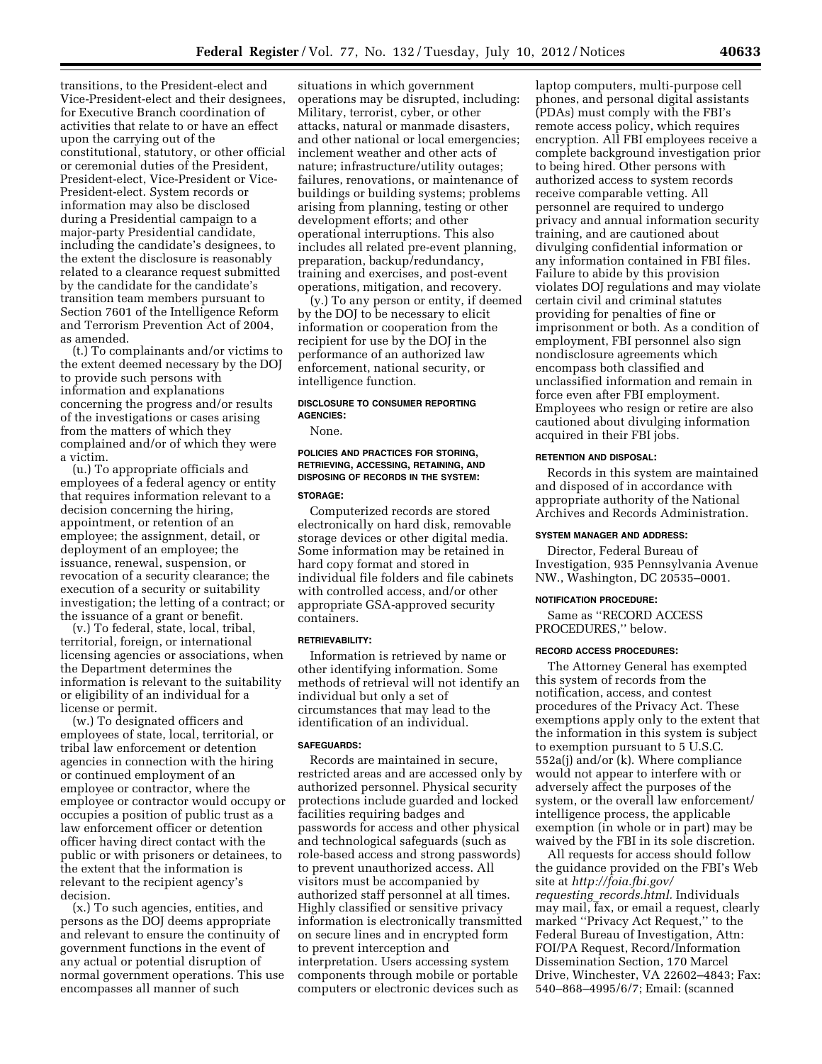transitions, to the President-elect and Vice-President-elect and their designees, for Executive Branch coordination of activities that relate to or have an effect upon the carrying out of the constitutional, statutory, or other official or ceremonial duties of the President, President-elect, Vice-President or Vice-President-elect. System records or information may also be disclosed during a Presidential campaign to a major-party Presidential candidate, including the candidate's designees, to the extent the disclosure is reasonably related to a clearance request submitted by the candidate for the candidate's transition team members pursuant to Section 7601 of the Intelligence Reform and Terrorism Prevention Act of 2004, as amended.

(t.) To complainants and/or victims to the extent deemed necessary by the DOJ to provide such persons with information and explanations concerning the progress and/or results of the investigations or cases arising from the matters of which they complained and/or of which they were a victim.

(u.) To appropriate officials and employees of a federal agency or entity that requires information relevant to a decision concerning the hiring, appointment, or retention of an employee; the assignment, detail, or deployment of an employee; the issuance, renewal, suspension, or revocation of a security clearance; the execution of a security or suitability investigation; the letting of a contract; or the issuance of a grant or benefit.

(v.) To federal, state, local, tribal, territorial, foreign, or international licensing agencies or associations, when the Department determines the information is relevant to the suitability or eligibility of an individual for a license or permit.

(w.) To designated officers and employees of state, local, territorial, or tribal law enforcement or detention agencies in connection with the hiring or continued employment of an employee or contractor, where the employee or contractor would occupy or occupies a position of public trust as a law enforcement officer or detention officer having direct contact with the public or with prisoners or detainees, to the extent that the information is relevant to the recipient agency's decision.

(x.) To such agencies, entities, and persons as the DOJ deems appropriate and relevant to ensure the continuity of government functions in the event of any actual or potential disruption of normal government operations. This use encompasses all manner of such situations in which government operations may be disrupted, including: Military, terrorist, cyber, or other attacks, natural or manmade disasters, and other national or local emergencies; inclement weather and other acts of nature; infrastructure/utility outages; failures, renovations, or maintenance of buildings or building systems; problems arising from planning, testing or other development efforts; and other operational interruptions. This also includes all related pre-event planning, preparation, backup/redundancy, training and exercises, and post-event operations, mitigation, and recovery.

(y.) To any person or entity, if deemed by the DOJ to be necessary to elicit information or cooperation from the recipient for use by the DOJ in the performance of an authorized law enforcement, national security, or intelligence function.

#### DISCLOSURE TO CONSUMER REPORTING AGENCIES:

None.

#### POLICIES AND PRACTICES FOR STORING, RETRIEVING, ACCESSING, RETAINING, AND DISPOSING OF RECORDS IN THE SYSTEM:

#### STORAGE:

Computerized records are stored electronically on hard disk, removable storage devices or other digital media. Some information may be retained in hard copy format and stored in individual file folders and file cabinets with controlled access, and/or other appropriate GSA-approved security containers.

#### RETRIEVABILITY:

Information is retrieved by name or other identifying information. Some methods of retrieval will not identify an individual but only a set of circumstances that may lead to the identification of an individual.

#### SAFEGUARDS:

Records are maintained in secure, restricted areas and are accessed only by authorized personnel. Physical security protections include guarded and locked facilities requiring badges and passwords for access and other physical and technological safeguards (such as role-based access and strong passwords) to prevent unauthorized access. All visitors must be accompanied by authorized staff personnel at all times. Highly classified or sensitive privacy information is electronically transmitted on secure lines and in encrypted form to prevent interception and interpretation. Users accessing system components through mobile or portable computers or electronic devices such as laptop computers, multi-purpose cell phones, and personal digital assistants (PDAs) must comply with the FBI's remote access policy, which requires encryption. All FBI employees receive a complete background investigation prior to being hired. Other persons with authorized access to system records receive comparable vetting. All personnel are required to undergo privacy and annual information security training, and are cautioned about divulging confidential information or any information contained in FBI files. Failure to abide by this provision violates DOJ regulations and may violate certain civil and criminal statutes providing for penalties of fine or imprisonment or both. As a condition of employment, FBI personnel also sign nondisclosure agreements which encompass both classified and unclassified information and remain in force even after FBI employment. Employees who resign or retire are also cautioned about divulging information acquired in their FBI jobs.

#### RETENTION AND DISPOSAL:

Records in this system are maintained and disposed of in accordance with appropriate authority of the National Archives and Records Administration.

#### SYSTEM MANAGER AND ADDRESS:

Director, Federal Bureau of Investigation, 935 Pennsylvania Avenue NW., Washington, DC 20535–0001.

#### NOTIFICATION PROCEDURE:

Same as "RECORD ACCESS PROCEDURES," below.

#### RECORD ACCESS PROCEDURES:

The Attorney General has exempted this system of records from the notification, access, and contest procedures of the Privacy Act. These exemptions apply only to the extent that the information in this system is subject to exemption pursuant to 5 U.S.C. 552a(j) and/or (k). Where compliance would not appear to interfere with or adversely affect the purposes of the system, or the overall law enforcement/intelligence process, the applicable exemption (in whole or in part) may be waived by the FBI in its sole discretion.

All requests for access should follow the guidance provided on the FBI's Web site at *http://foia.fbi.gov/requesting_records.html.* Individuals may mail, fax, or email a request, clearly marked "Privacy Act Request," to the Federal Bureau of Investigation, Attn: FOI/PA Request, Record/Information Dissemination Section, 170 Marcel Drive, Winchester, VA 22602–4843; Fax: 540–868–4995/6/7; Email: (scanned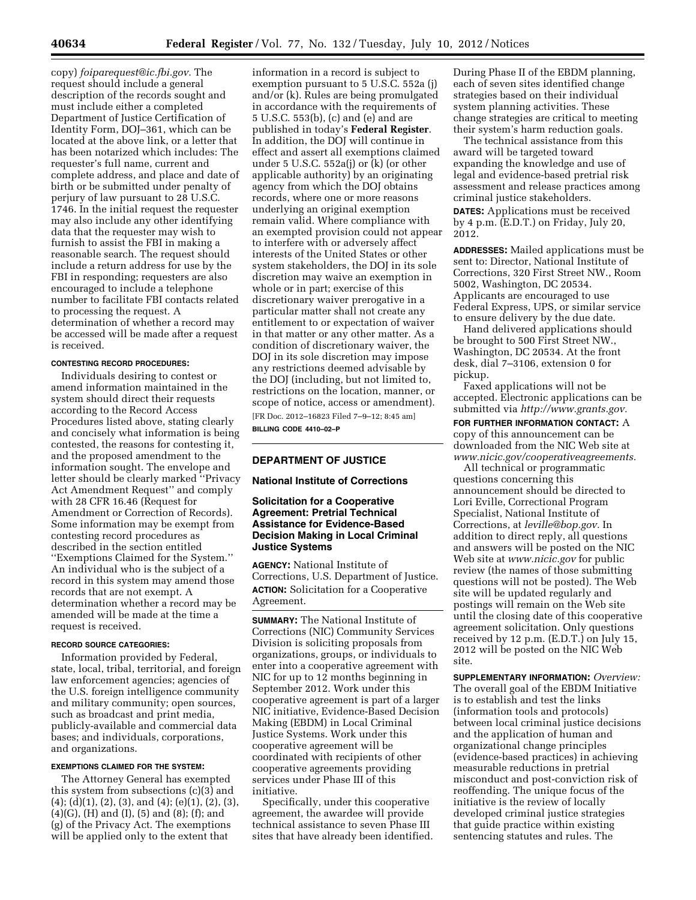copy) *foiparequest@ic.fbi.gov.* The request should include a general description of the records sought and must include either a completed Department of Justice Certification of Identity Form, DOJ–361, which can be located at the above link, or a letter that has been notarized which includes: The requester's full name, current and complete address, and place and date of birth or be submitted under penalty of perjury of law pursuant to 28 U.S.C. 1746. In the initial request the requester may also include any other identifying data that the requester may wish to furnish to assist the FBI in making a reasonable search. The request should include a return address for use by the FBI in responding; requesters are also encouraged to include a telephone number to facilitate FBI contacts related to processing the request. A determination of whether a record may be accessed will be made after a request is received.

**CONTESTING RECORD PROCEDURES:**

Individuals desiring to contest or amend information maintained in the system should direct their requests according to the Record Access Procedures listed above, stating clearly and concisely what information is being contested, the reasons for contesting it, and the proposed amendment to the information sought. The envelope and letter should be clearly marked ''Privacy Act Amendment Request'' and comply with 28 CFR 16.46 (Request for Amendment or Correction of Records). Some information may be exempt from contesting record procedures as described in the section entitled ''Exemptions Claimed for the System.'' An individual who is the subject of a record in this system may amend those records that are not exempt. A determination whether a record may be amended will be made at the time a request is received.

**RECORD SOURCE CATEGORIES:**

Information provided by Federal, state, local, tribal, territorial, and foreign law enforcement agencies; agencies of the U.S. foreign intelligence community and military community; open sources, such as broadcast and print media, publicly-available and commercial data bases; and individuals, corporations, and organizations.

**EXEMPTIONS CLAIMED FOR THE SYSTEM:**

The Attorney General has exempted this system from subsections (c)(3) and (4); (d)(1), (2), (3), and (4); (e)(1), (2), (3), (4)(G), (H) and (I), (5) and (8); (f); and (g) of the Privacy Act. The exemptions will be applied only to the extent that information in a record is subject to exemption pursuant to 5 U.S.C. 552a (j) and/or (k). Rules are being promulgated in accordance with the requirements of 5 U.S.C. 553(b), (c) and (e) and are published in today's **Federal Register**. In addition, the DOJ will continue in effect and assert all exemptions claimed under 5 U.S.C. 552a(j) or (k) (or other applicable authority) by an originating agency from which the DOJ obtains records, where one or more reasons underlying an original exemption remain valid. Where compliance with an exempted provision could not appear to interfere with or adversely affect interests of the United States or other system stakeholders, the DOJ in its sole discretion may waive an exemption in whole or in part; exercise of this discretionary waiver prerogative in a particular matter shall not create any entitlement to or expectation of waiver in that matter or any other matter. As a condition of discretionary waiver, the DOJ in its sole discretion may impose any restrictions deemed advisable by the DOJ (including, but not limited to, restrictions on the location, manner, or scope of notice, access or amendment).

[FR Doc. 2012–16823 Filed 7–9–12; 8:45 am]

**BILLING CODE 4410–02–P**

## DEPARTMENT OF JUSTICE

### National Institute of Corrections

### Solicitation for a Cooperative Agreement: Pretrial Technical Assistance for Evidence-Based Decision Making in Local Criminal Justice Systems

**AGENCY:** National Institute of Corrections, U.S. Department of Justice.

**ACTION:** Solicitation for a Cooperative Agreement.

**SUMMARY:** The National Institute of Corrections (NIC) Community Services Division is soliciting proposals from organizations, groups, or individuals to enter into a cooperative agreement with NIC for up to 12 months beginning in September 2012. Work under this cooperative agreement is part of a larger NIC initiative, Evidence-Based Decision Making (EBDM) in Local Criminal Justice Systems. Work under this cooperative agreement will be coordinated with recipients of other cooperative agreements providing services under Phase III of this initiative.

Specifically, under this cooperative agreement, the awardee will provide technical assistance to seven Phase III sites that have already been identified. During Phase II of the EBDM planning, each of seven sites identified change strategies based on their individual system planning activities. These change strategies are critical to meeting their system's harm reduction goals.

The technical assistance from this award will be targeted toward expanding the knowledge and use of legal and evidence-based pretrial risk assessment and release practices among criminal justice stakeholders.

**DATES:** Applications must be received by 4 p.m. (E.D.T.) on Friday, July 20, 2012.

**ADDRESSES:** Mailed applications must be sent to: Director, National Institute of Corrections, 320 First Street NW., Room 5002, Washington, DC 20534. Applicants are encouraged to use Federal Express, UPS, or similar service to ensure delivery by the due date.

Hand delivered applications should be brought to 500 First Street NW., Washington, DC 20534. At the front desk, dial 7–3106, extension 0 for pickup.

Faxed applications will not be accepted. Electronic applications can be submitted via *http://www.grants.gov.*

**FOR FURTHER INFORMATION CONTACT:** A copy of this announcement can be downloaded from the NIC Web site at *www.nicic.gov/cooperativeagreements.*

All technical or programmatic questions concerning this announcement should be directed to Lori Eville, Correctional Program Specialist, National Institute of Corrections, at *leville@bop.gov.* In addition to direct reply, all questions and answers will be posted on the NIC Web site at *www.nicic.gov* for public review (the names of those submitting questions will not be posted). The Web site will be updated regularly and postings will remain on the Web site until the closing date of this cooperative agreement solicitation. Only questions received by 12 p.m. (E.D.T.) on July 15, 2012 will be posted on the NIC Web site.

**SUPPLEMENTARY INFORMATION:** *Overview:* The overall goal of the EBDM Initiative is to establish and test the links (information tools and protocols) between local criminal justice decisions and the application of human and organizational change principles (evidence-based practices) in achieving measurable reductions in pretrial misconduct and post-conviction risk of reoffending. The unique focus of the initiative is the review of locally developed criminal justice strategies that guide practice within existing sentencing statutes and rules. The